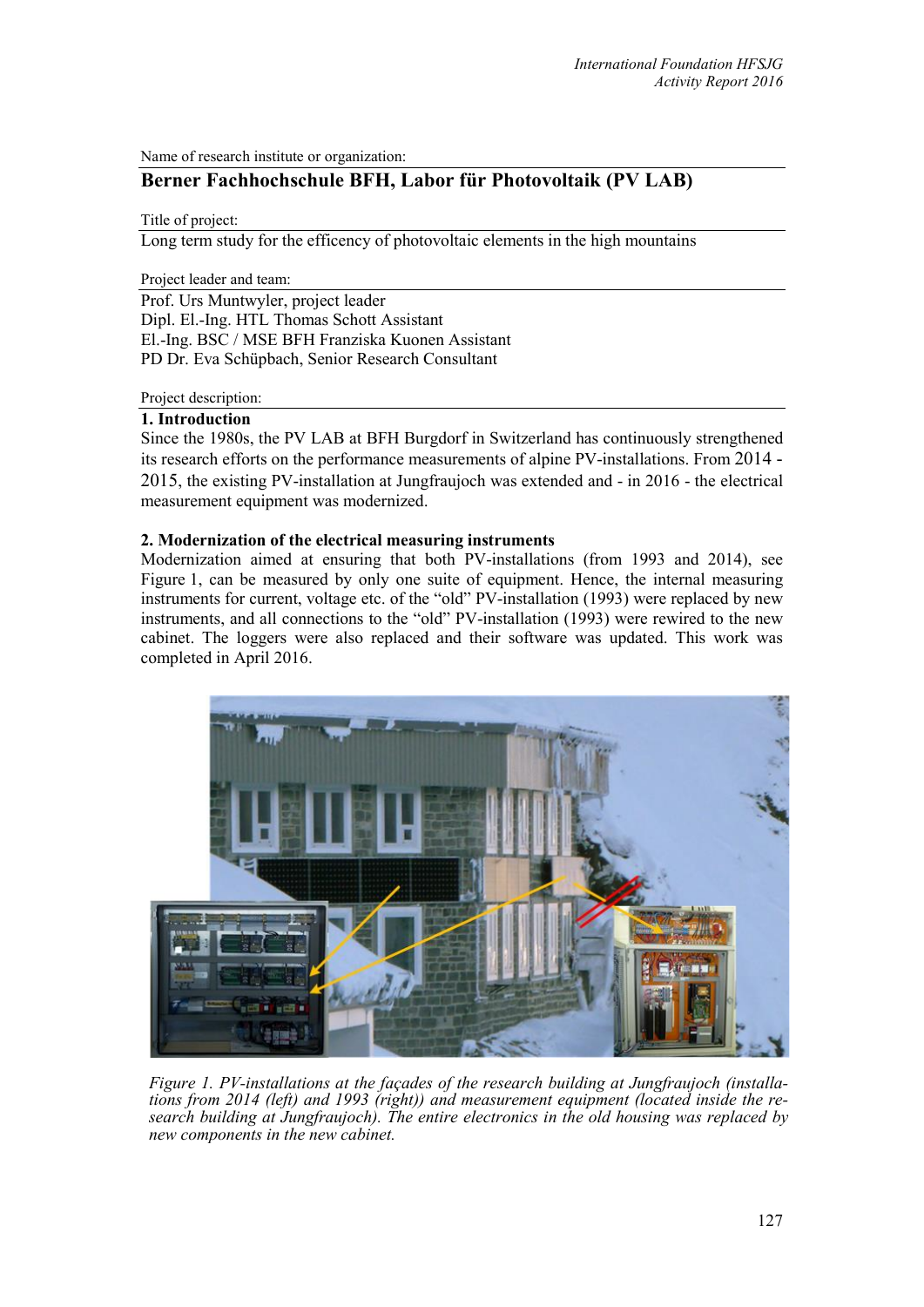Name of research institute or organization:

## Berner Fachhochschule BFH, Labor für Photovoltaik (PV LAB)

Title of project:

Long term study for the efficency of photovoltaic elements in the high mountains

Project leader and team:

Prof. Urs Muntwyler, project leader
Dipl. El.-Ing. HTL Thomas Schott Assistant
El.-Ing. BSC / MSE BFH Franziska Kuonen Assistant
PD Dr. Eva Schüpbach, Senior Research Consultant

Project description:

### 1. Introduction

Since the 1980s, the PV LAB at BFH Burgdorf in Switzerland has continuously strengthened its research efforts on the performance measurements of alpine PV-installations. From 2014 - 2015, the existing PV-installation at Jungfraujoch was extended and - in 2016 - the electrical measurement equipment was modernized.

### 2. Modernization of the electrical measuring instruments

Modernization aimed at ensuring that both PV-installations (from 1993 and 2014), see Figure 1, can be measured by only one suite of equipment. Hence, the internal measuring instruments for current, voltage etc. of the "old" PV-installation (1993) were replaced by new instruments, and all connections to the "old" PV-installation (1993) were rewired to the new cabinet. The loggers were also replaced and their software was updated. This work was completed in April 2016.

*Figure 1. PV-installations at the façades of the research building at Jungfraujoch (installations from 2014 (left) and 1993 (right)) and measurement equipment (located inside the research building at Jungfraujoch). The entire electronics in the old housing was replaced by new components in the new cabinet.*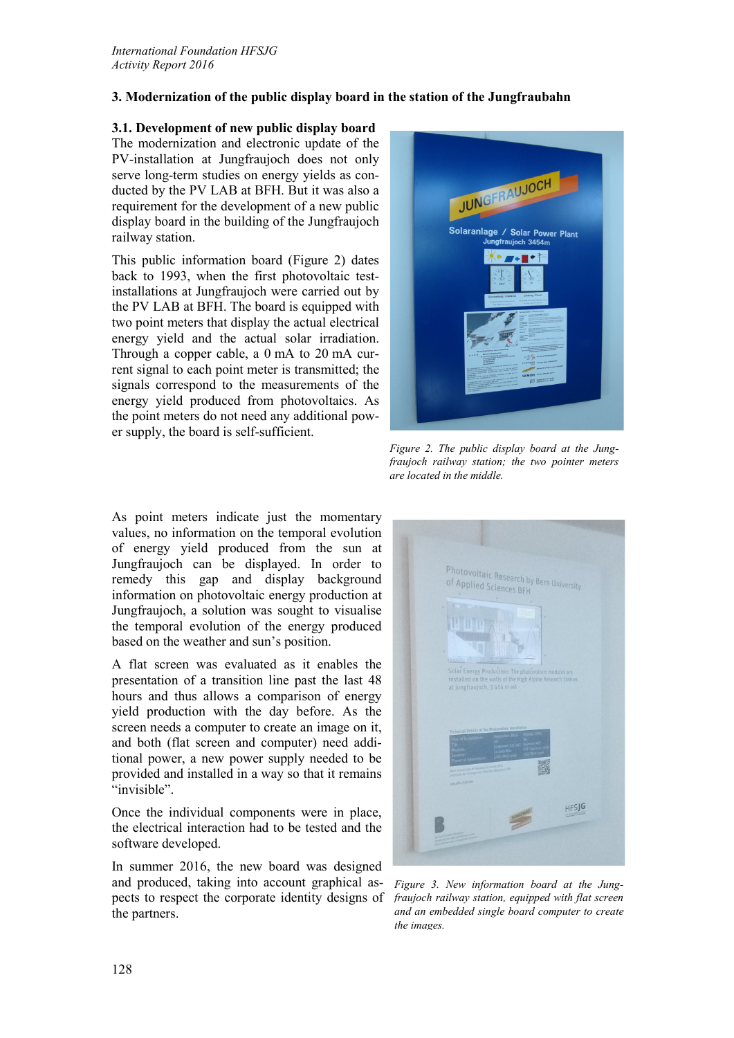## 3. Modernization of the public display board in the station of the Jungfraubahn

### 3.1. Development of new public display board

The modernization and electronic update of the PV-installation at Jungfraujoch does not only serve long-term studies on energy yields as conducted by the PV LAB at BFH. But it was also a requirement for the development of a new public display board in the building of the Jungfraujoch railway station.

This public information board (Figure 2) dates back to 1993, when the first photovoltaic test-installations at Jungfraujoch were carried out by the PV LAB at BFH. The board is equipped with two point meters that display the actual electrical energy yield and the actual solar irradiation. Through a copper cable, a 0 mA to 20 mA current signal to each point meter is transmitted; the signals correspond to the measurements of the energy yield produced from photovoltaics. As the point meters do not need any additional power supply, the board is self-sufficient.

*Figure 2. The public display board at the Jungfraujoch railway station; the two pointer meters are located in the middle.*

As point meters indicate just the momentary values, no information on the temporal evolution of energy yield produced from the sun at Jungfraujoch can be displayed. In order to remedy this gap and display background information on photovoltaic energy production at Jungfraujoch, a solution was sought to visualise the temporal evolution of the energy produced based on the weather and sun's position.

A flat screen was evaluated as it enables the presentation of a transition line past the last 48 hours and thus allows a comparison of energy yield production with the day before. As the screen needs a computer to create an image on it, and both (flat screen and computer) need additional power, a new power supply needed to be provided and installed in a way so that it remains "invisible".

Once the individual components were in place, the electrical interaction had to be tested and the software developed.

In summer 2016, the new board was designed and produced, taking into account graphical aspects to respect the corporate identity designs of the partners.

*Figure 3. New information board at the Jungfraujoch railway station, equipped with flat screen and an embedded single board computer to create the images.*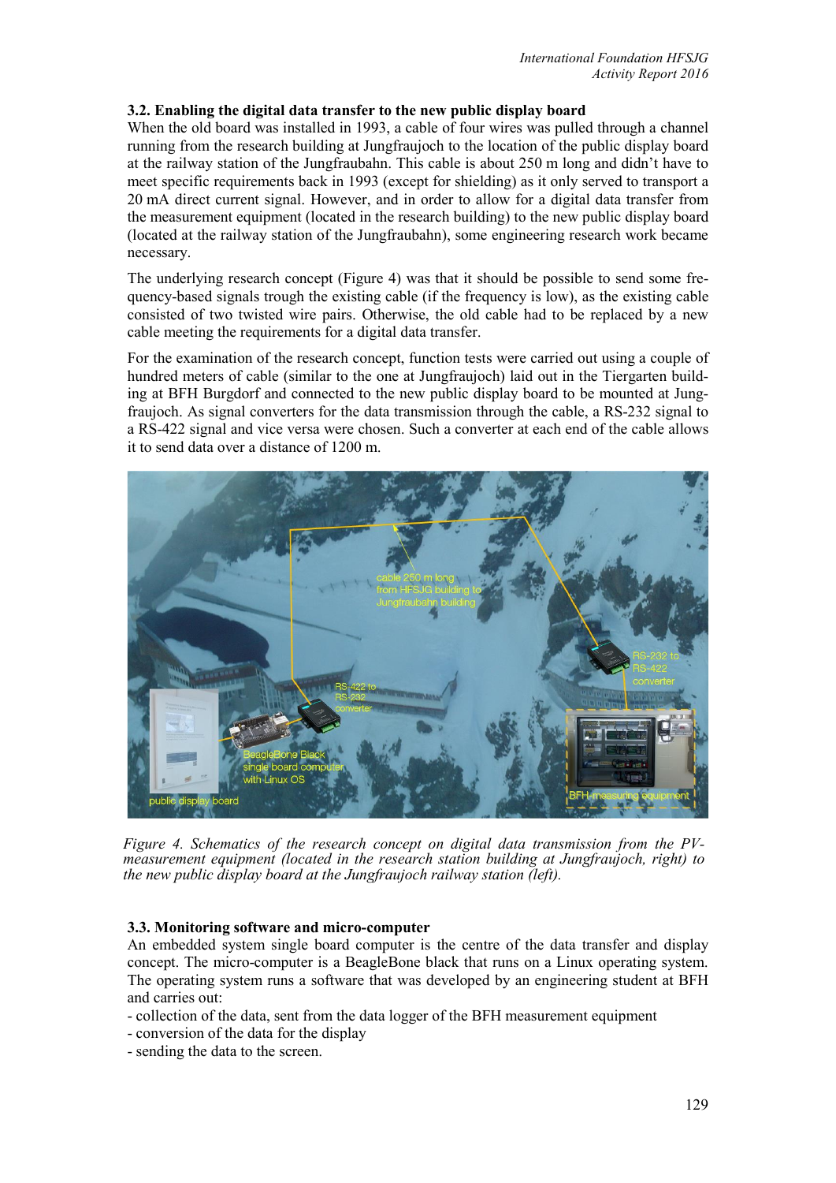### 3.2. Enabling the digital data transfer to the new public display board

When the old board was installed in 1993, a cable of four wires was pulled through a channel running from the research building at Jungfraujoch to the location of the public display board at the railway station of the Jungfraubahn. This cable is about 250 m long and didn't have to meet specific requirements back in 1993 (except for shielding) as it only served to transport a 20 mA direct current signal. However, and in order to allow for a digital data transfer from the measurement equipment (located in the research building) to the new public display board (located at the railway station of the Jungfraubahn), some engineering research work became necessary.

The underlying research concept (Figure 4) was that it should be possible to send some frequency-based signals trough the existing cable (if the frequency is low), as the existing cable consisted of two twisted wire pairs. Otherwise, the old cable had to be replaced by a new cable meeting the requirements for a digital data transfer.

For the examination of the research concept, function tests were carried out using a couple of hundred meters of cable (similar to the one at Jungfraujoch) laid out in the Tiergarten building at BFH Burgdorf and connected to the new public display board to be mounted at Jungfraujoch. As signal converters for the data transmission through the cable, a RS-232 signal to a RS-422 signal and vice versa were chosen. Such a converter at each end of the cable allows it to send data over a distance of 1200 m.

*Figure 4. Schematics of the research concept on digital data transmission from the PV-measurement equipment (located in the research station building at Jungfraujoch, right) to the new public display board at the Jungfraujoch railway station (left).*

### 3.3. Monitoring software and micro-computer

An embedded system single board computer is the centre of the data transfer and display concept. The micro-computer is a BeagleBone black that runs on a Linux operating system. The operating system runs a software that was developed by an engineering student at BFH and carries out:

- collection of the data, sent from the data logger of the BFH measurement equipment
- conversion of the data for the display
- sending the data to the screen.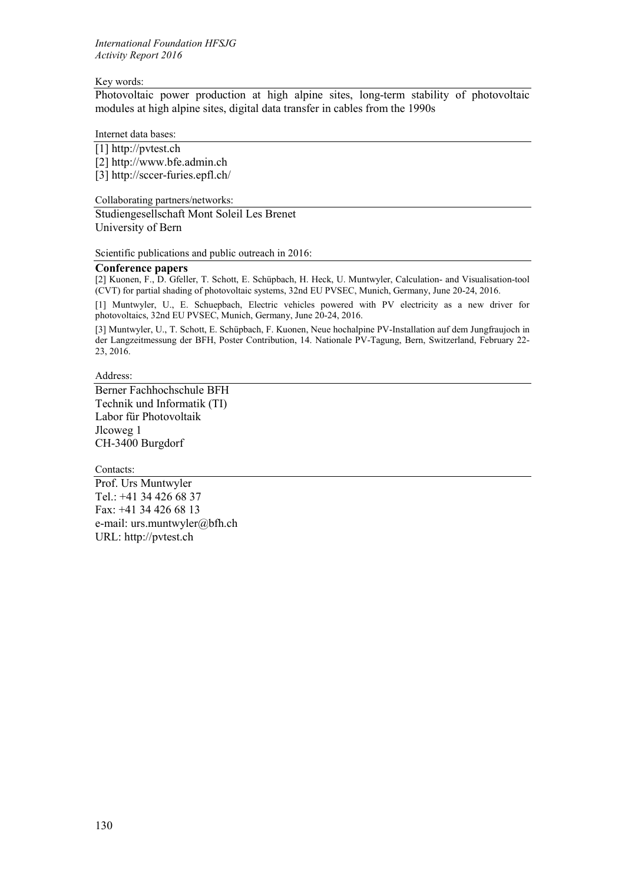Key words:

Photovoltaic power production at high alpine sites, long-term stability of photovoltaic modules at high alpine sites, digital data transfer in cables from the 1990s

Internet data bases:

[1] http://pvtest.ch
[2] http://www.bfe.admin.ch
[3] http://sccer-furies.epfl.ch/

Collaborating partners/networks:

Studiengesellschaft Mont Soleil Les Brenet
University of Bern

Scientific publications and public outreach in 2016:

**Conference papers**

[2] Kuonen, F., D. Gfeller, T. Schott, E. Schüpbach, H. Heck, U. Muntwyler, Calculation- and Visualisation-tool (CVT) for partial shading of photovoltaic systems, 32nd EU PVSEC, Munich, Germany, June 20-24, 2016.

[1] Muntwyler, U., E. Schuepbach, Electric vehicles powered with PV electricity as a new driver for photovoltaics, 32nd EU PVSEC, Munich, Germany, June 20-24, 2016.

[3] Muntwyler, U., T. Schott, E. Schüpbach, F. Kuonen, Neue hochalpine PV-Installation auf dem Jungfraujoch in der Langzeitmessung der BFH, Poster Contribution, 14. Nationale PV-Tagung, Bern, Switzerland, February 22-23, 2016.

Address:

Berner Fachhochschule BFH
Technik und Informatik (TI)
Labor für Photovoltaik
Jlcoweg 1
CH-3400 Burgdorf

Contacts:

Prof. Urs Muntwyler
Tel.: +41 34 426 68 37
Fax: +41 34 426 68 13
e-mail: urs.muntwyler@bfh.ch
URL: http://pvtest.ch